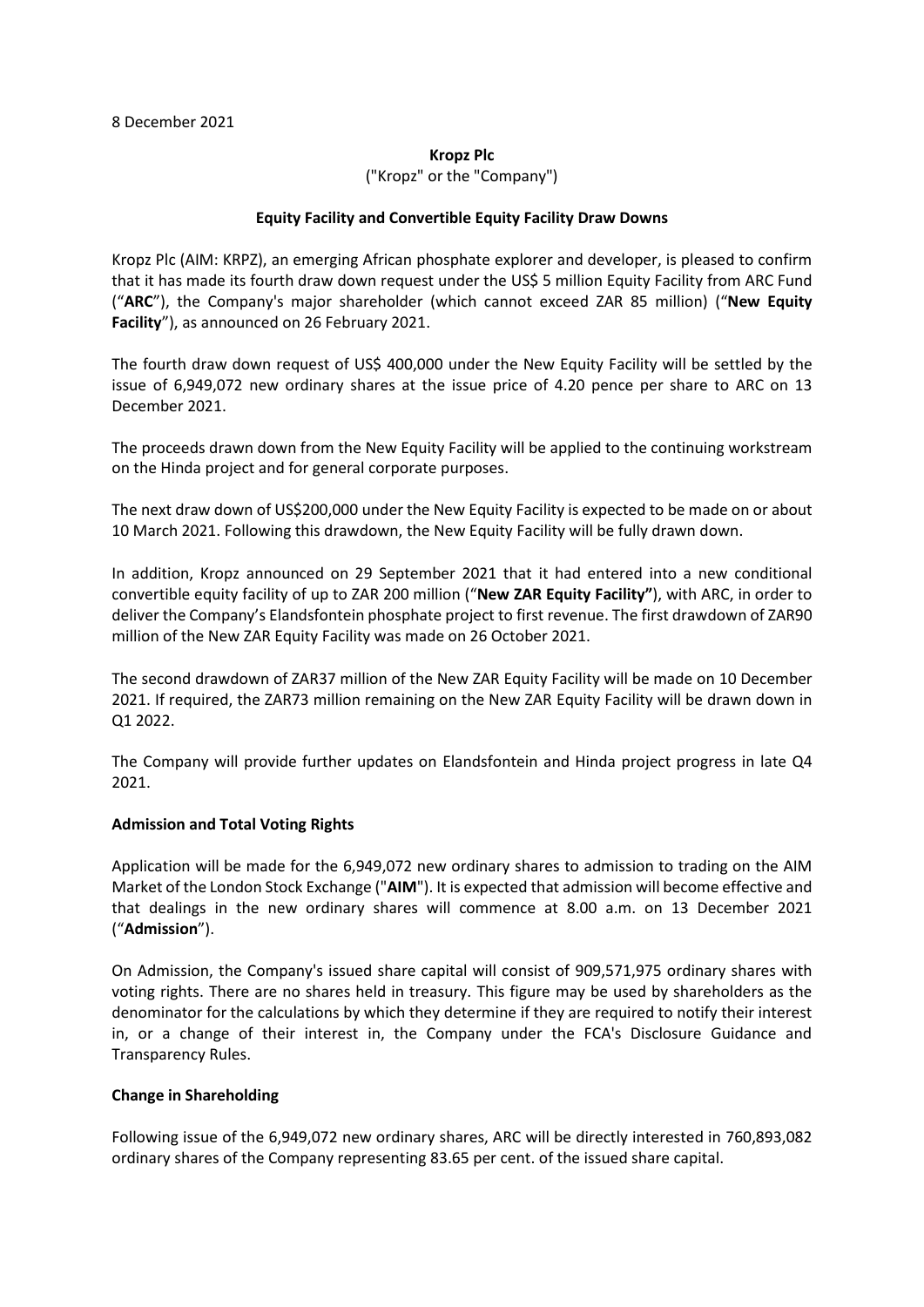8 December 2021

**Kropz Plc**

("Kropz" or the "Company")

**Equity Facility and Convertible Equity Facility Draw Downs**

Kropz Plc (AIM: KRPZ), an emerging African phosphate explorer and developer, is pleased to confirm that it has made its fourth draw down request under the US$ 5 million Equity Facility from ARC Fund ("**ARC**"), the Company's major shareholder (which cannot exceed ZAR 85 million) ("**New Equity Facility**"), as announced on 26 February 2021.

The fourth draw down request of US$ 400,000 under the New Equity Facility will be settled by the issue of 6,949,072 new ordinary shares at the issue price of 4.20 pence per share to ARC on 13 December 2021.

The proceeds drawn down from the New Equity Facility will be applied to the continuing workstream on the Hinda project and for general corporate purposes.

The next draw down of US$200,000 under the New Equity Facility is expected to be made on or about 10 March 2021. Following this drawdown, the New Equity Facility will be fully drawn down.

In addition, Kropz announced on 29 September 2021 that it had entered into a new conditional convertible equity facility of up to ZAR 200 million ("**New ZAR Equity Facility"**), with ARC, in order to deliver the Company's Elandsfontein phosphate project to first revenue. The first drawdown of ZAR90 million of the New ZAR Equity Facility was made on 26 October 2021.

The second drawdown of ZAR37 million of the New ZAR Equity Facility will be made on 10 December 2021. If required, the ZAR73 million remaining on the New ZAR Equity Facility will be drawn down in Q1 2022.

The Company will provide further updates on Elandsfontein and Hinda project progress in late Q4 2021.

**Admission and Total Voting Rights**

Application will be made for the 6,949,072 new ordinary shares to admission to trading on the AIM Market of the London Stock Exchange ("**AIM**"). It is expected that admission will become effective and that dealings in the new ordinary shares will commence at 8.00 a.m. on 13 December 2021 ("**Admission**").

On Admission, the Company's issued share capital will consist of 909,571,975 ordinary shares with voting rights. There are no shares held in treasury. This figure may be used by shareholders as the denominator for the calculations by which they determine if they are required to notify their interest in, or a change of their interest in, the Company under the FCA's Disclosure Guidance and Transparency Rules.

**Change in Shareholding**

Following issue of the 6,949,072 new ordinary shares, ARC will be directly interested in 760,893,082 ordinary shares of the Company representing 83.65 per cent. of the issued share capital.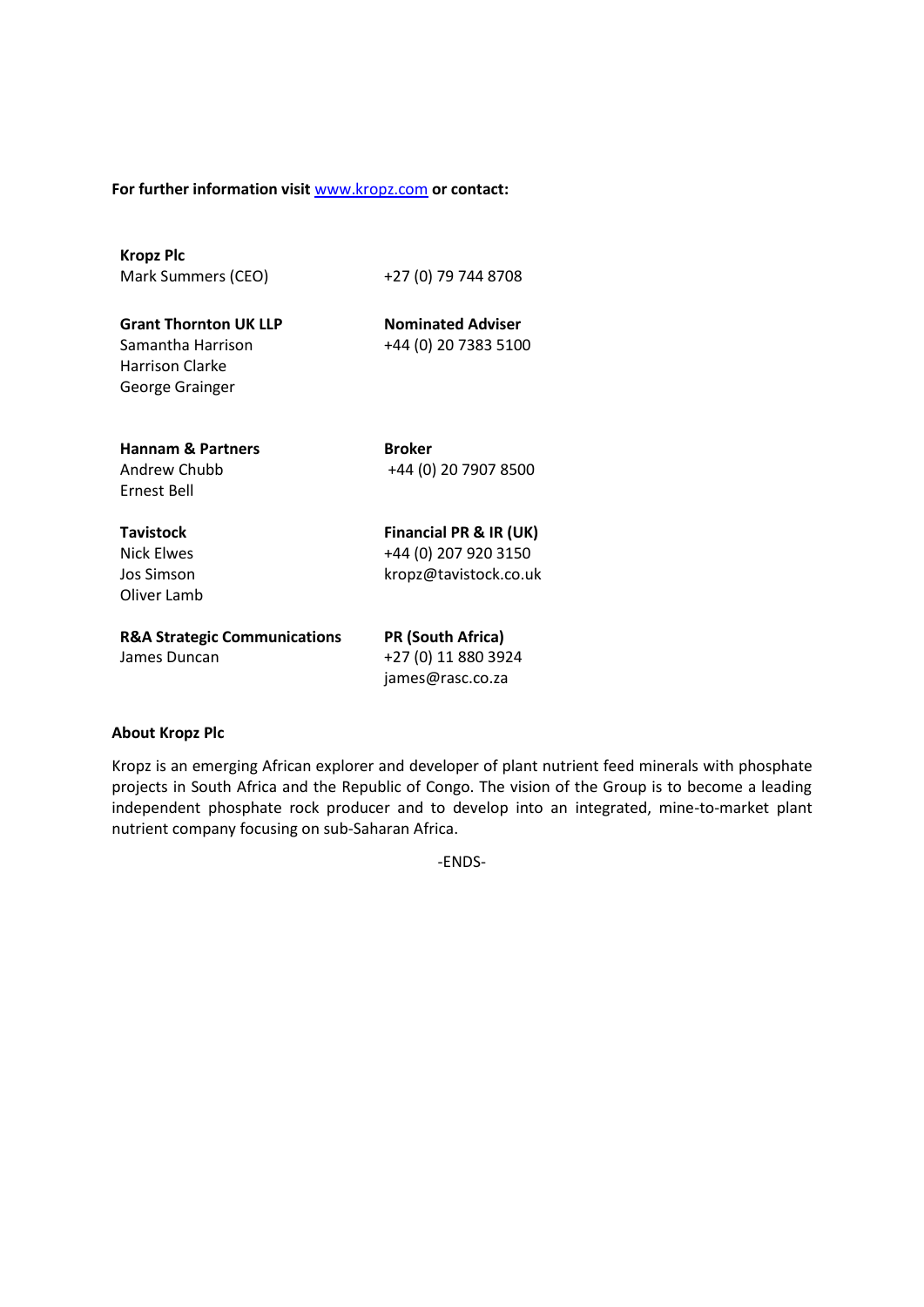**For further information visit [www.kropz.com](http://www.kropz.com) or contact:**

| | |
|---|---|
| **Kropz Plc**<br>Mark Summers (CEO) | +27 (0) 79 744 8708 |
| **Grant Thornton UK LLP**<br>Samantha Harrison<br>Harrison Clarke<br>George Grainger | **Nominated Adviser**<br>+44 (0) 20 7383 5100 |
| **Hannam & Partners**<br>Andrew Chubb<br>Ernest Bell | **Broker**<br>+44 (0) 20 7907 8500 |
| **Tavistock**<br>Nick Elwes<br>Jos Simson<br>Oliver Lamb | **Financial PR & IR (UK)**<br>+44 (0) 207 920 3150<br>kropz@tavistock.co.uk |
| **R&A Strategic Communications**<br>James Duncan | **PR (South Africa)**<br>+27 (0) 11 880 3924<br>james@rasc.co.za |

**About Kropz Plc**

Kropz is an emerging African explorer and developer of plant nutrient feed minerals with phosphate projects in South Africa and the Republic of Congo. The vision of the Group is to become a leading independent phosphate rock producer and to develop into an integrated, mine-to-market plant nutrient company focusing on sub-Saharan Africa.

-ENDS-